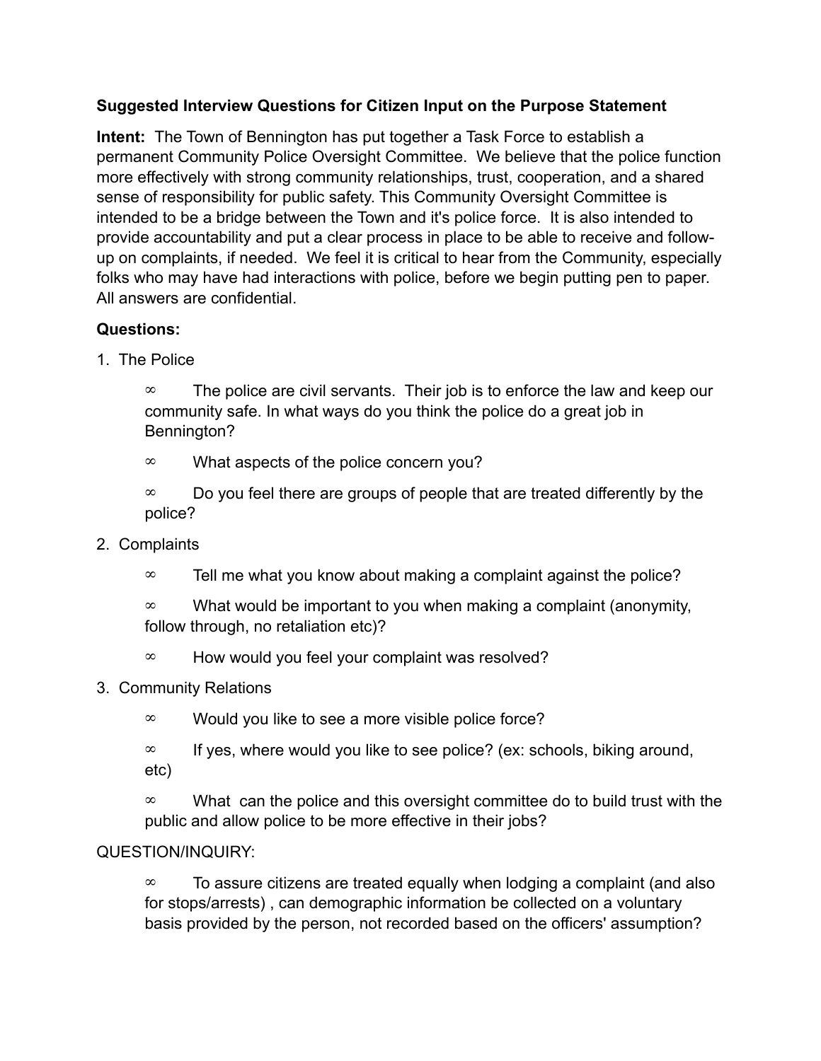**Suggested Interview Questions for Citizen Input on the Purpose Statement**

**Intent:** The Town of Bennington has put together a Task Force to establish a permanent Community Police Oversight Committee. We believe that the police function more effectively with strong community relationships, trust, cooperation, and a shared sense of responsibility for public safety. This Community Oversight Committee is intended to be a bridge between the Town and it's police force. It is also intended to provide accountability and put a clear process in place to be able to receive and follow-up on complaints, if needed. We feel it is critical to hear from the Community, especially folks who may have had interactions with police, before we begin putting pen to paper. All answers are confidential.

**Questions:**

1. The Police

   ∞ The police are civil servants. Their job is to enforce the law and keep our community safe. In what ways do you think the police do a great job in Bennington?

   ∞ What aspects of the police concern you?

   ∞ Do you feel there are groups of people that are treated differently by the police?

2. Complaints

   ∞ Tell me what you know about making a complaint against the police?

   ∞ What would be important to you when making a complaint (anonymity, follow through, no retaliation etc)?

   ∞ How would you feel your complaint was resolved?

3. Community Relations

   ∞ Would you like to see a more visible police force?

   ∞ If yes, where would you like to see police? (ex: schools, biking around, etc)

   ∞ What can the police and this oversight committee do to build trust with the public and allow police to be more effective in their jobs?

QUESTION/INQUIRY:

∞ To assure citizens are treated equally when lodging a complaint (and also for stops/arrests) , can demographic information be collected on a voluntary basis provided by the person, not recorded based on the officers' assumption?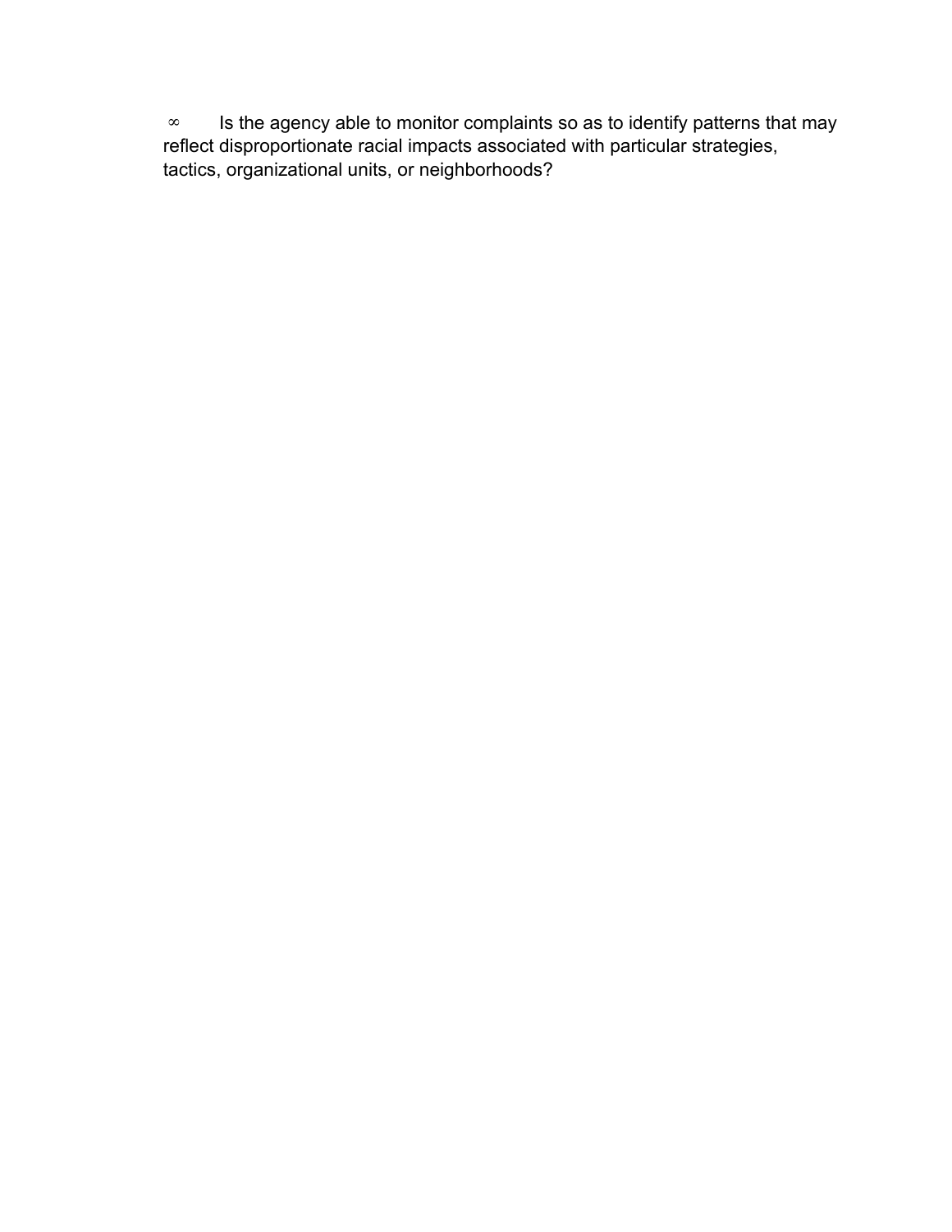- Is the agency able to monitor complaints so as to identify patterns that may reflect disproportionate racial impacts associated with particular strategies, tactics, organizational units, or neighborhoods?